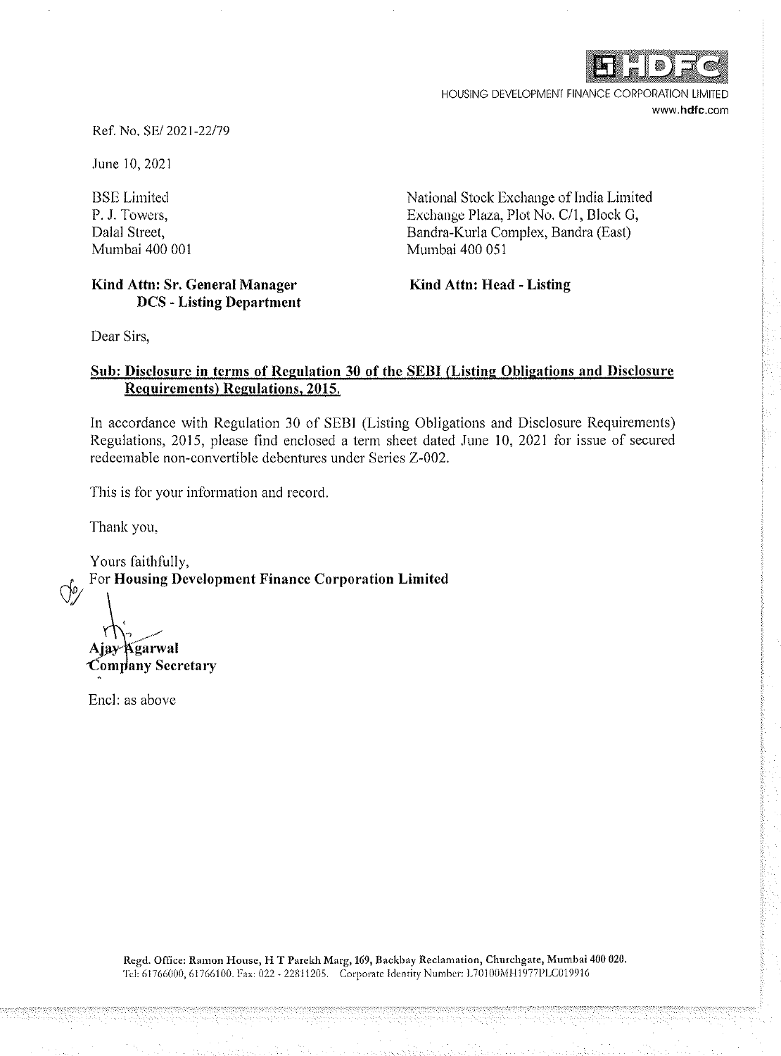HDFC

HOUSING DEVELOPMENT FINANCE CORPORATION LIMITED
www.hdfc.com

Ref. No. SE/ 2021-22/79

June 10, 2021

BSE Limited
P. J. Towers,
Dalal Street,
Mumbai 400 001

**Kind Attn: Sr. General Manager**
**DCS - Listing Department**

National Stock Exchange of India Limited
Exchange Plaza, Plot No. C/1, Block G,
Bandra-Kurla Complex, Bandra (East)
Mumbai 400 051

**Kind Attn: Head - Listing**

Dear Sirs,

**Sub: Disclosure in terms of Regulation 30 of the SEBI (Listing Obligations and Disclosure Requirements) Regulations, 2015.**

In accordance with Regulation 30 of SEBI (Listing Obligations and Disclosure Requirements) Regulations, 2015, please find enclosed a term sheet dated June 10, 2021 for issue of secured redeemable non-convertible debentures under Series Z-002.

This is for your information and record.

Thank you,

Yours faithfully,
For **Housing Development Finance Corporation Limited**

**Ajay Agarwal**
**Company Secretary**

Encl: as above

Regd. Office: Ramon House, H T Parekh Marg, 169, Backbay Reclamation, Churchgate, Mumbai 400 020.
Tel: 61766000, 61766100. Fax: 022 - 22811205. Corporate Identity Number: L70100MH1977PLC019916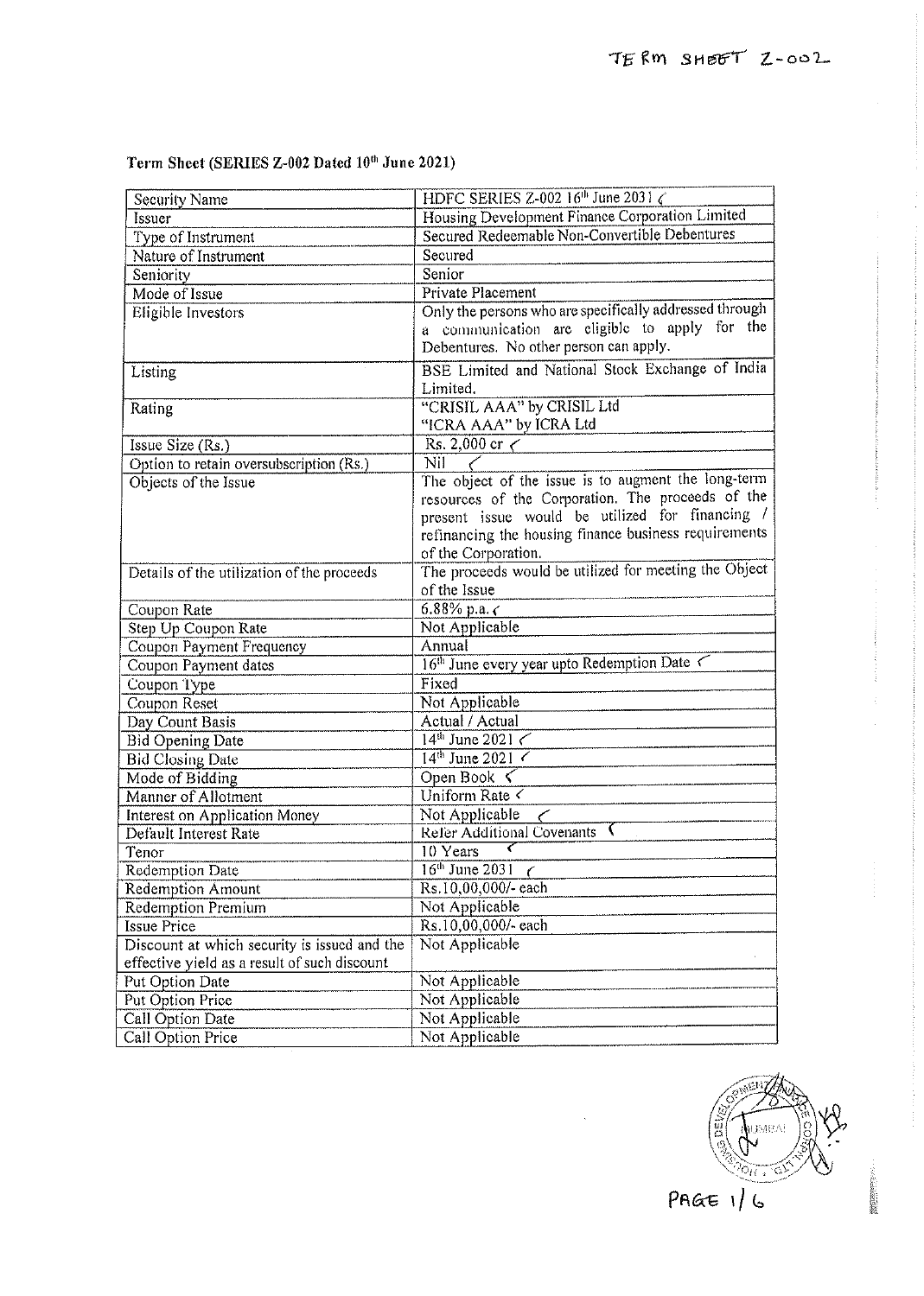TERM SHEET Z-002

**Term Sheet (SERIES Z-002 Dated 10th June 2021)**

| | |
|---|---|
| Security Name | HDFC SERIES Z-002 16th June 2031 |
| Issuer | Housing Development Finance Corporation Limited |
| Type of Instrument | Secured Redeemable Non-Convertible Debentures |
| Nature of Instrument | Secured |
| Seniority | Senior |
| Mode of Issue | Private Placement |
| Eligible Investors | Only the persons who are specifically addressed through a communication are eligible to apply for the Debentures. No other person can apply. |
| Listing | BSE Limited and National Stock Exchange of India Limited. |
| Rating | "CRISIL AAA" by CRISIL Ltd<br>"ICRA AAA" by ICRA Ltd |
| Issue Size (Rs.) | Rs. 2,000 cr |
| Option to retain oversubscription (Rs.) | Nil |
| Objects of the Issue | The object of the issue is to augment the long-term resources of the Corporation. The proceeds of the present issue would be utilized for financing / refinancing the housing finance business requirements of the Corporation. |
| Details of the utilization of the proceeds | The proceeds would be utilized for meeting the Object of the Issue |
| Coupon Rate | 6.88% p.a. |
| Step Up Coupon Rate | Not Applicable |
| Coupon Payment Frequency | Annual |
| Coupon Payment dates | 16th June every year upto Redemption Date |
| Coupon Type | Fixed |
| Coupon Reset | Not Applicable |
| Day Count Basis | Actual / Actual |
| Bid Opening Date | 14th June 2021 |
| Bid Closing Date | 14th June 2021 |
| Mode of Bidding | Open Book |
| Manner of Allotment | Uniform Rate |
| Interest on Application Money | Not Applicable |
| Default Interest Rate | Refer Additional Covenants |
| Tenor | 10 Years |
| Redemption Date | 16th June 2031 |
| Redemption Amount | Rs.10,00,000/- each |
| Redemption Premium | Not Applicable |
| Issue Price | Rs.10,00,000/- each |
| Discount at which security is issued and the effective yield as a result of such discount | Not Applicable |
| Put Option Date | Not Applicable |
| Put Option Price | Not Applicable |
| Call Option Date | Not Applicable |
| Call Option Price | Not Applicable |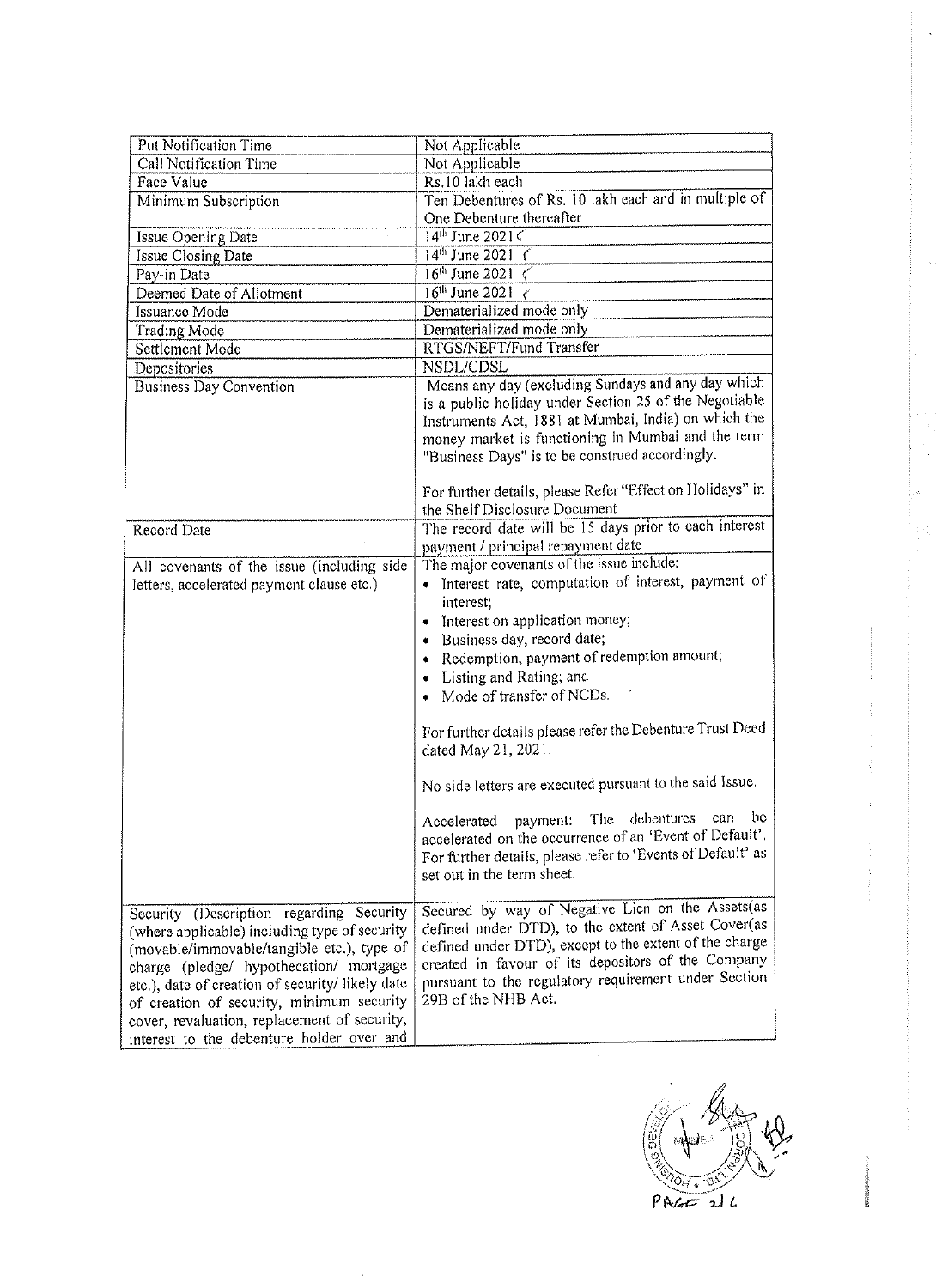| | |
|---|---|
| Put Notification Time | Not Applicable |
| Call Notification Time | Not Applicable |
| Face Value | Rs.10 lakh each |
| Minimum Subscription | Ten Debentures of Rs. 10 lakh each and in multiple of One Debenture thereafter |
| Issue Opening Date | 14th June 2021 |
| Issue Closing Date | 14th June 2021 |
| Pay-in Date | 16th June 2021 |
| Deemed Date of Allotment | 16th June 2021 |
| Issuance Mode | Dematerialized mode only |
| Trading Mode | Dematerialized mode only |
| Settlement Mode | RTGS/NEFT/Fund Transfer |
| Depositories | NSDL/CDSL |
| Business Day Convention | Means any day (excluding Sundays and any day which is a public holiday under Section 25 of the Negotiable Instruments Act, 1881 at Mumbai, India) on which the money market is functioning in Mumbai and the term "Business Days" is to be construed accordingly.<br><br>For further details, please Refer "Effect on Holidays" in the Shelf Disclosure Document |
| Record Date | The record date will be 15 days prior to each interest payment / principal repayment date |
| All covenants of the issue (including side letters, accelerated payment clause etc.) | The major covenants of the issue include:<br>• Interest rate, computation of interest, payment of interest;<br>• Interest on application money;<br>• Business day, record date;<br>• Redemption, payment of redemption amount;<br>• Listing and Rating; and<br>• Mode of transfer of NCDs.<br><br>For further details please refer the Debenture Trust Deed dated May 21, 2021.<br><br>No side letters are executed pursuant to the said Issue.<br><br>Accelerated payment: The debentures can be accelerated on the occurrence of an 'Event of Default'. For further details, please refer to 'Events of Default' as set out in the term sheet. |
| Security (Description regarding Security (where applicable) including type of security (movable/immovable/tangible etc.), type of charge (pledge/ hypothecation/ mortgage etc.), date of creation of security/ likely date of creation of security, minimum security cover, revaluation, replacement of security, interest to the debenture holder over and | Secured by way of Negative Lien on the Assets(as defined under DTD), to the extent of Asset Cover(as defined under DTD), except to the extent of the charge created in favour of its depositors of the Company pursuant to the regulatory requirement under Section 29B of the NHB Act. |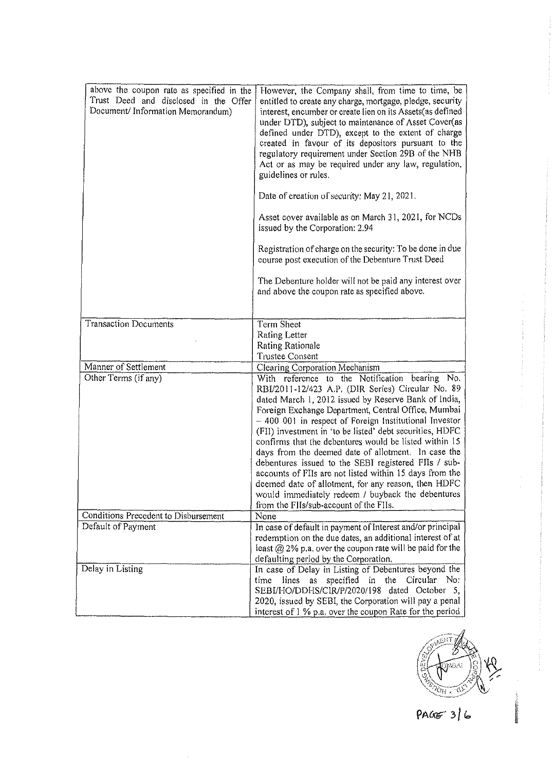| above the coupon rate as specified in the Trust Deed and disclosed in the Offer Document/ Information Memorandum) | However, the Company shall, from time to time, be entitled to create any charge, mortgage, pledge, security interest, encumber or create lien on its Assets(as defined under DTD), subject to maintenance of Asset Cover(as defined under DTD), except to the extent of charge created in favour of its depositors pursuant to the regulatory requirement under Section 29B of the NHB Act or as may be required under any law, regulation, guidelines or rules.<br><br>Date of creation of security: May 21, 2021.<br><br>Asset cover available as on March 31, 2021, for NCDs issued by the Corporation: 2.94<br><br>Registration of charge on the security: To be done in due course post execution of the Debenture Trust Deed<br><br>The Debenture holder will not be paid any interest over and above the coupon rate as specified above. |
|---|---|
| Transaction Documents | Term Sheet<br>Rating Letter<br>Rating Rationale<br>Trustee Consent |
| Manner of Settlement | Clearing Corporation Mechanism |
| Other Terms (if any) | With reference to the Notification bearing No. RBI/2011-12/423 A.P. (DIR Series) Circular No. 89 dated March 1, 2012 issued by Reserve Bank of India, Foreign Exchange Department, Central Office, Mumbai – 400 001 in respect of Foreign Institutional Investor (FII) investment in 'to be listed' debt securities, HDFC confirms that the debentures would be listed within 15 days from the deemed date of allotment. In case the debentures issued to the SEBI registered FIIs / sub-accounts of FIIs are not listed within 15 days from the deemed date of allotment, for any reason, then HDFC would immediately redeem / buyback the debentures from the FIIs/sub-account of the FIIs. |
| Conditions Precedent to Disbursement | None |
| Default of Payment | In case of default in payment of Interest and/or principal redemption on the due dates, an additional interest of at least @ 2% p.a. over the coupon rate will be paid for the defaulting period by the Corporation. |
| Delay in Listing | In case of Delay in Listing of Debentures beyond the time lines as specified in the Circular No: SEBI/HO/DDHS/CIR/P/2020/198 dated October 5, 2020, issued by SEBI, the Corporation will pay a penal interest of 1 % p.a. over the coupon Rate for the period |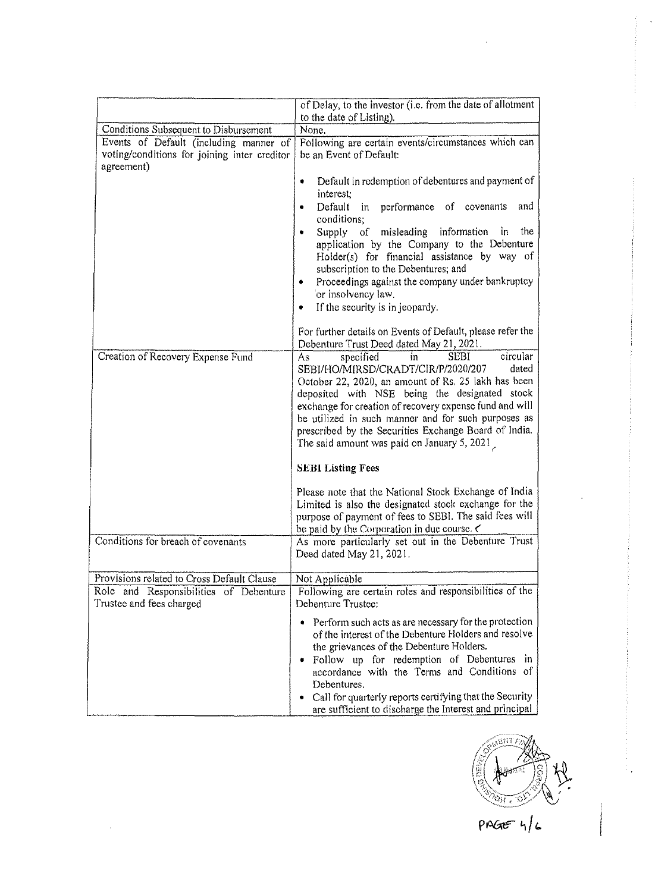| | |
|---|---|
| | of Delay, to the investor (i.e. from the date of allotment to the date of Listing). |
| Conditions Subsequent to Disbursement | None. |
| Events of Default (including manner of voting/conditions for joining inter creditor agreement) | Following are certain events/circumstances which can be an Event of Default:<br><br>• Default in redemption of debentures and payment of interest;<br>• Default in performance of covenants and conditions;<br>• Supply of misleading information in the application by the Company to the Debenture Holder(s) for financial assistance by way of subscription to the Debentures; and<br>• Proceedings against the company under bankruptcy or insolvency law.<br>• If the security is in jeopardy.<br><br>For further details on Events of Default, please refer the Debenture Trust Deed dated May 21, 2021. |
| Creation of Recovery Expense Fund | As specified in SEBI circular SEBI/HO/MIRSD/CRADT/CIR/P/2020/207 dated October 22, 2020, an amount of Rs. 25 lakh has been deposited with NSE being the designated stock exchange for creation of recovery expense fund and will be utilized in such manner and for such purposes as prescribed by the Securities Exchange Board of India. The said amount was paid on January 5, 2021<br><br>**SEBI Listing Fees**<br><br>Please note that the National Stock Exchange of India Limited is also the designated stock exchange for the purpose of payment of fees to SEBI. The said fees will be paid by the Corporation in due course. |
| Conditions for breach of covenants | As more particularly set out in the Debenture Trust Deed dated May 21, 2021. |
| Provisions related to Cross Default Clause | Not Applicable |
| Role and Responsibilities of Debenture Trustee and fees charged | Following are certain roles and responsibilities of the Debenture Trustee:<br><br>• Perform such acts as are necessary for the protection of the interest of the Debenture Holders and resolve the grievances of the Debenture Holders.<br>• Follow up for redemption of Debentures in accordance with the Terms and Conditions of Debentures.<br>• Call for quarterly reports certifying that the Security are sufficient to discharge the Interest and principal |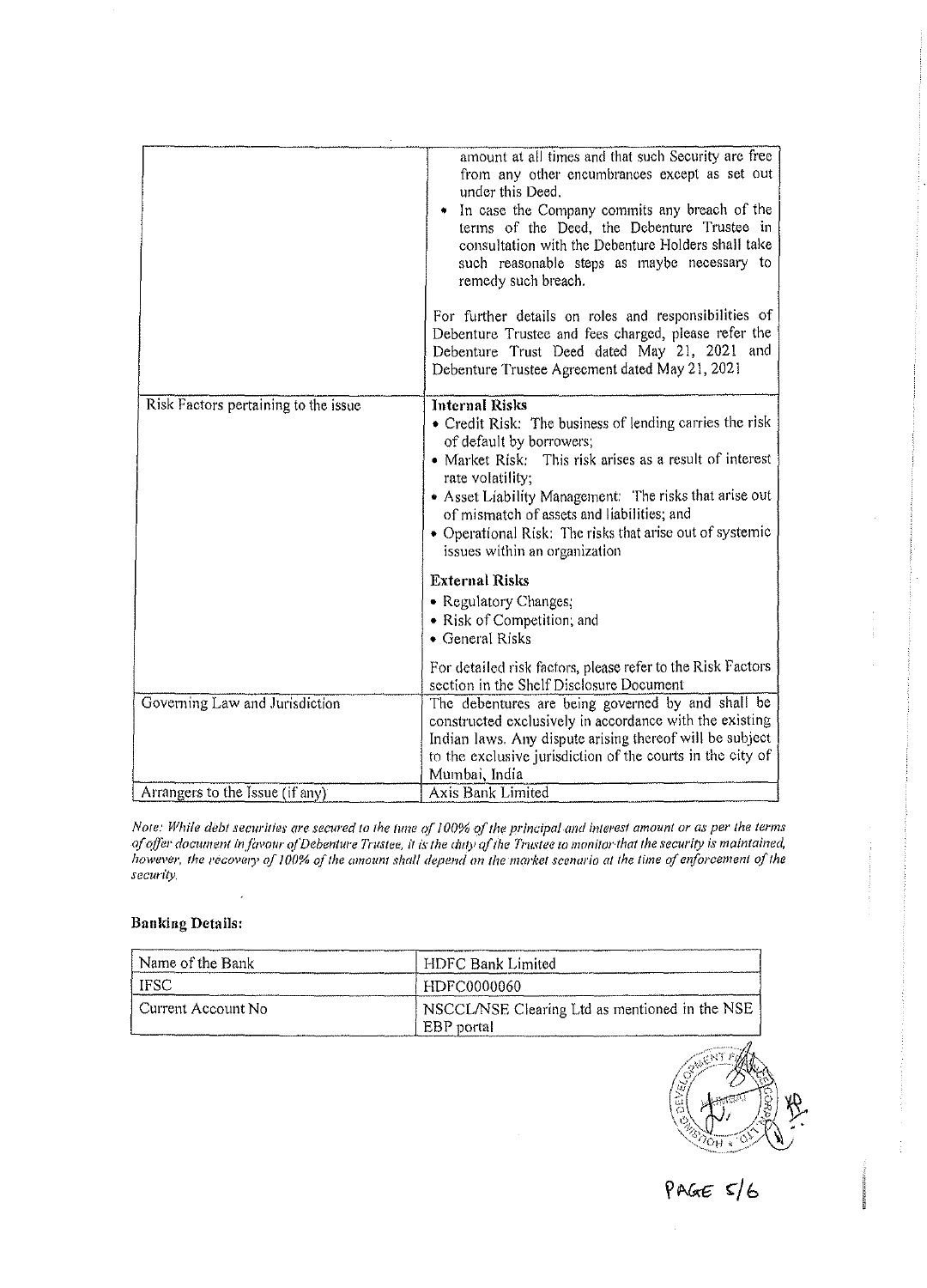| | |
|---|---|
| | amount at all times and that such Security are free from any other encumbrances except as set out under this Deed.<br>• In case the Company commits any breach of the terms of the Deed, the Debenture Trustee in consultation with the Debenture Holders shall take such reasonable steps as maybe necessary to remedy such breach.<br><br>For further details on roles and responsibilities of Debenture Trustee and fees charged, please refer the Debenture Trust Deed dated May 21, 2021 and Debenture Trustee Agreement dated May 21, 2021 |
| Risk Factors pertaining to the issue | **Internal Risks**<br>• Credit Risk: The business of lending carries the risk of default by borrowers;<br>• Market Risk: This risk arises as a result of interest rate volatility;<br>• Asset Liability Management: The risks that arise out of mismatch of assets and liabilities; and<br>• Operational Risk: The risks that arise out of systemic issues within an organization<br><br>**External Risks**<br>• Regulatory Changes;<br>• Risk of Competition; and<br>• General Risks<br><br>For detailed risk factors, please refer to the Risk Factors section in the Shelf Disclosure Document |
| Governing Law and Jurisdiction | The debentures are being governed by and shall be constructed exclusively in accordance with the existing Indian laws. Any dispute arising thereof will be subject to the exclusive jurisdiction of the courts in the city of Mumbai, India |
| Arrangers to the Issue (if any) | Axis Bank Limited |

*Note: While debt securities are secured to the tune of 100% of the principal and interest amount or as per the terms of offer document in favour of Debenture Trustee, it is the duty of the Trustee to monitor that the security is maintained, however, the recovery of 100% of the amount shall depend on the market scenario at the time of enforcement of the security.*

**Banking Details:**

| Name of the Bank | HDFC Bank Limited |
|---|---|
| IFSC | HDFC0000060 |
| Current Account No | NSCCL/NSE Clearing Ltd as mentioned in the NSE EBP portal |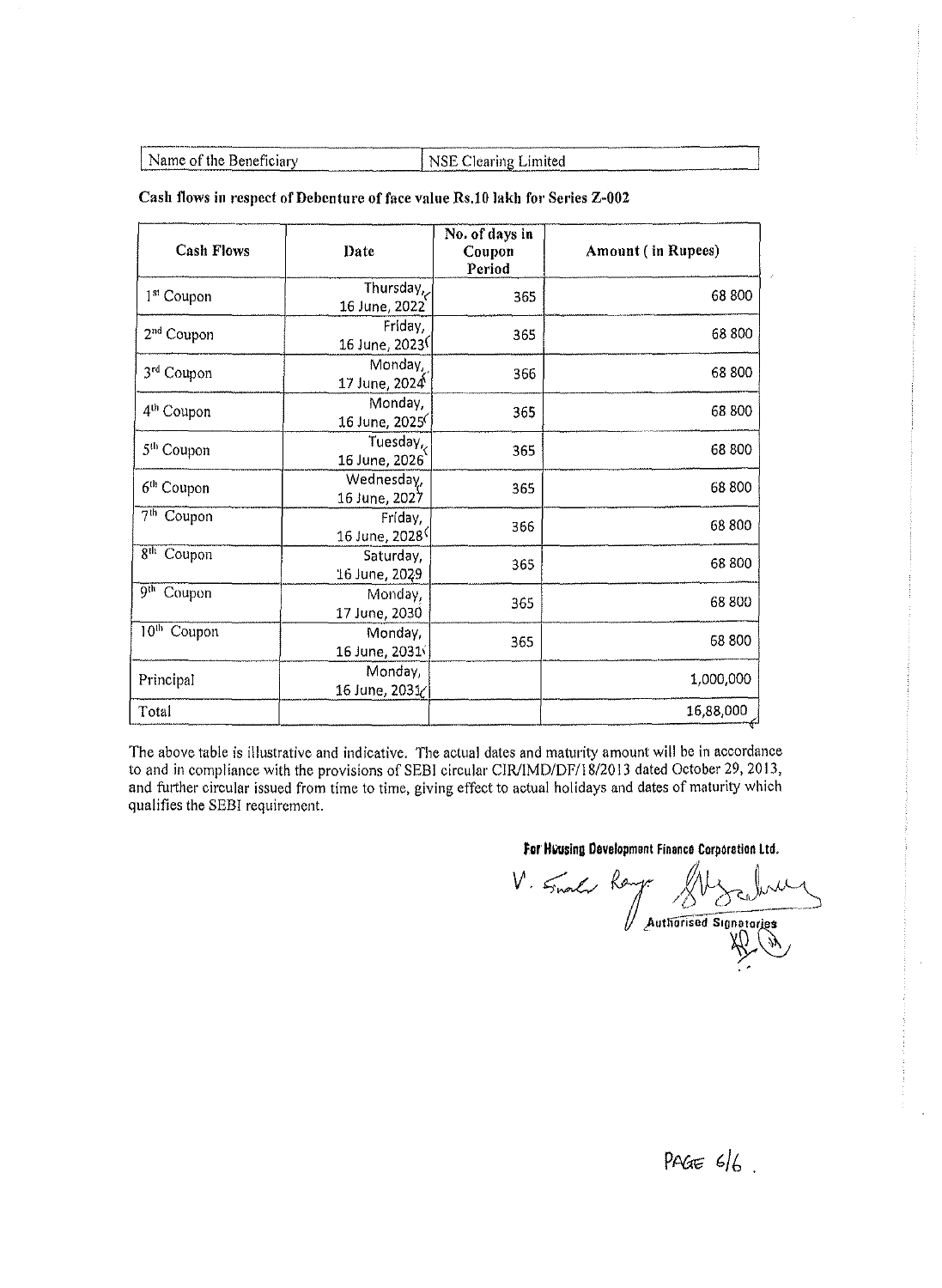| Name of the Beneficiary | NSE Clearing Limited |
|---|---|

**Cash flows in respect of Debenture of face value Rs.10 lakh for Series Z-002**

| Cash Flows | Date | No. of days in Coupon Period | Amount ( in Rupees) |
|---|---|---|---|
| 1st Coupon | Thursday, 16 June, 2022 | 365 | 68 800 |
| 2nd Coupon | Friday, 16 June, 2023 | 365 | 68 800 |
| 3rd Coupon | Monday, 17 June, 2024 | 366 | 68 800 |
| 4th Coupon | Monday, 16 June, 2025 | 365 | 68 800 |
| 5th Coupon | Tuesday, 16 June, 2026 | 365 | 68 800 |
| 6th Coupon | Wednesday, 16 June, 2027 | 365 | 68 800 |
| 7th Coupon | Friday, 16 June, 2028 | 366 | 68 800 |
| 8th Coupon | Saturday, 16 June, 2029 | 365 | 68 800 |
| 9th Coupon | Monday, 17 June, 2030 | 365 | 68 800 |
| 10th Coupon | Monday, 16 June, 2031 | 365 | 68 800 |
| Principal | Monday, 16 June, 2031 | | 1,000,000 |
| Total | | | 16,88,000 |

The above table is illustrative and indicative. The actual dates and maturity amount will be in accordance to and in compliance with the provisions of SEBI circular CIR/IMD/DF/18/2013 dated October 29, 2013, and further circular issued from time to time, giving effect to actual holidays and dates of maturity which qualifies the SEBI requirement.

For Housing Development Finance Corporation Ltd.

Authorised Signatories

PAGE 6/6.